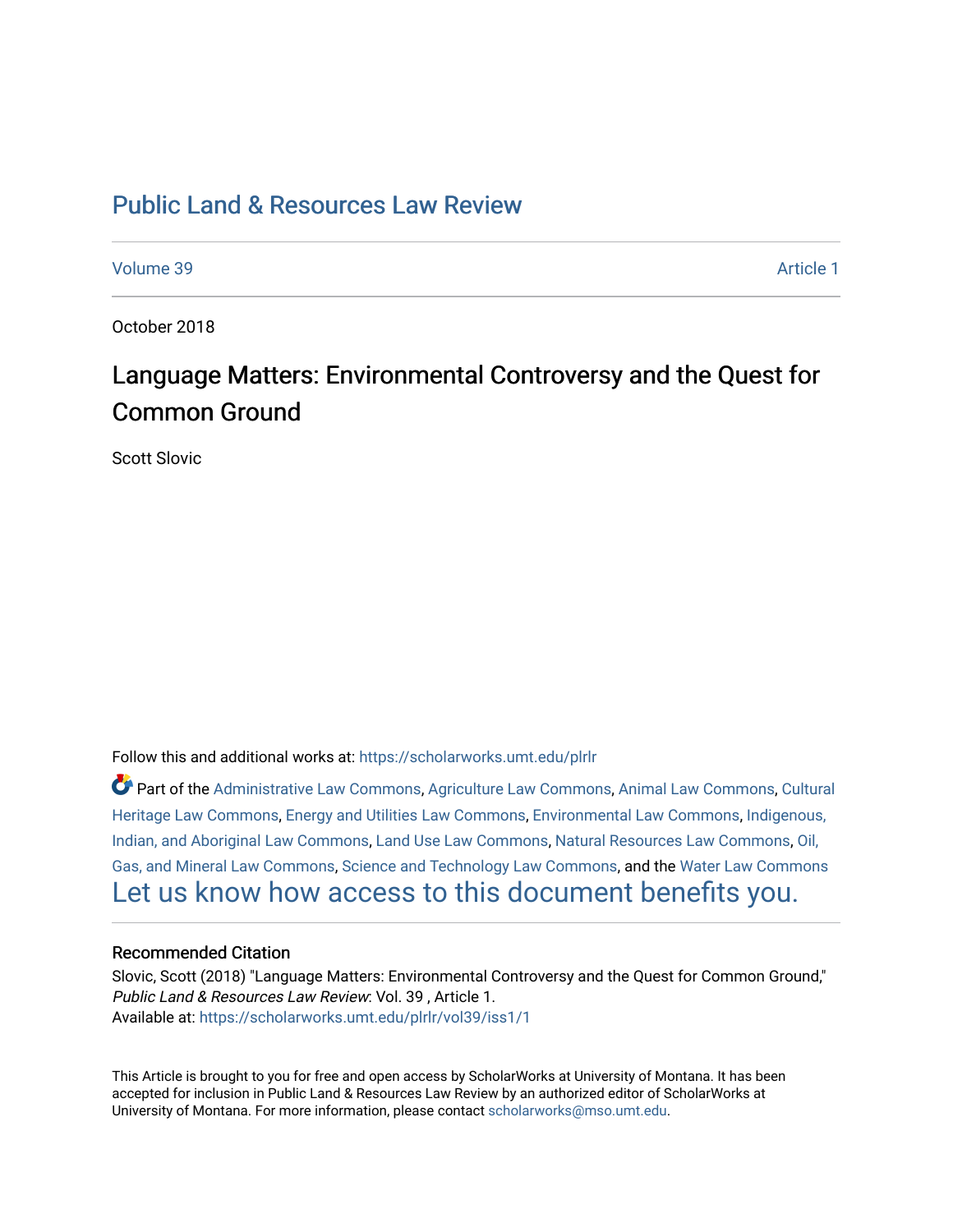# Public Land & Resources Law Review

Volume 39 Article 1

October 2018

## Language Matters: Environmental Controversy and the Quest for Common Ground

Scott Slovic

Follow this and additional works at: https://scholarworks.umt.edu/plrlr

Part of the Administrative Law Commons, Agriculture Law Commons, Animal Law Commons, Cultural Heritage Law Commons, Energy and Utilities Law Commons, Environmental Law Commons, Indigenous, Indian, and Aboriginal Law Commons, Land Use Law Commons, Natural Resources Law Commons, Oil, Gas, and Mineral Law Commons, Science and Technology Law Commons, and the Water Law Commons

Let us know how access to this document benefits you.

### Recommended Citation

Slovic, Scott (2018) "Language Matters: Environmental Controversy and the Quest for Common Ground," *Public Land & Resources Law Review*: Vol. 39 , Article 1.
Available at: https://scholarworks.umt.edu/plrlr/vol39/iss1/1

This Article is brought to you for free and open access by ScholarWorks at University of Montana. It has been accepted for inclusion in Public Land & Resources Law Review by an authorized editor of ScholarWorks at University of Montana. For more information, please contact scholarworks@mso.umt.edu.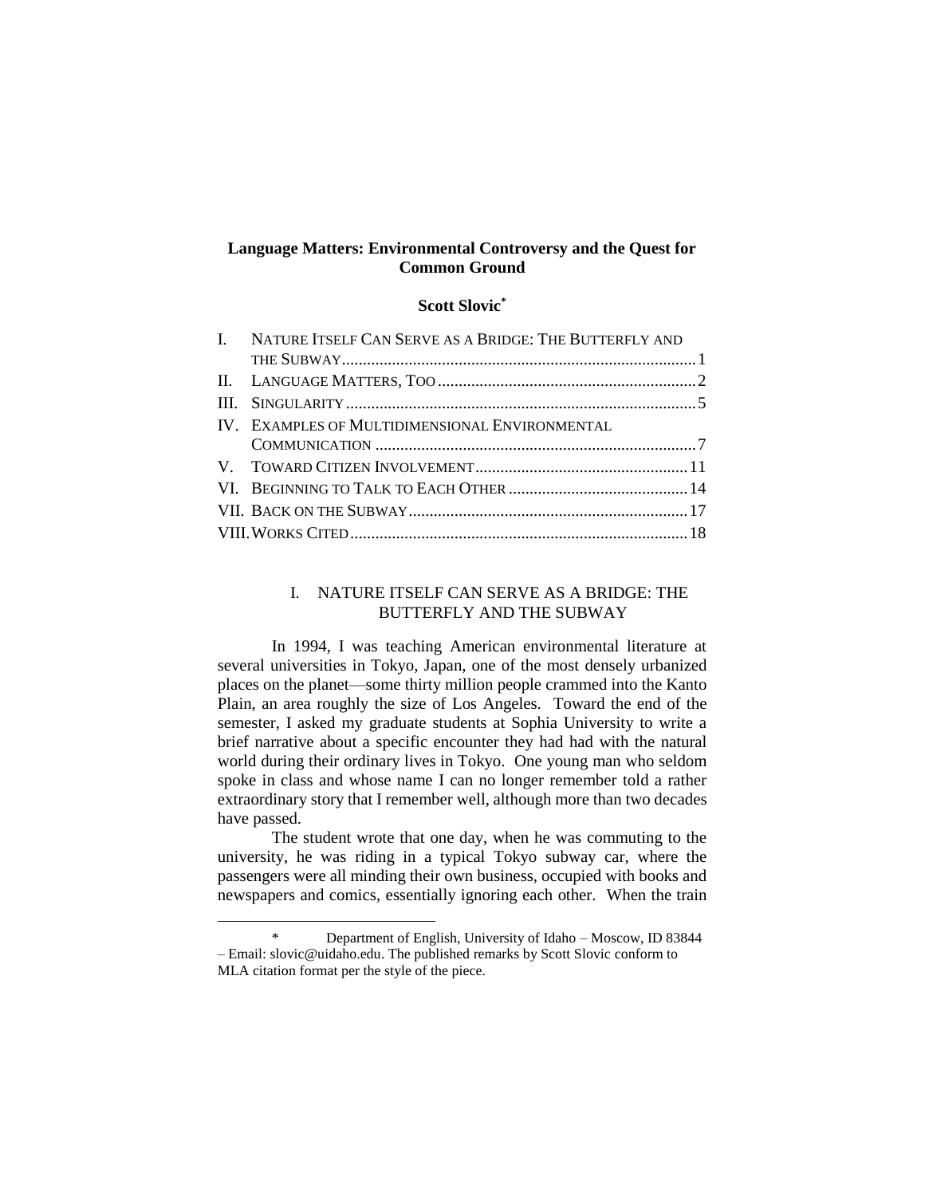# Language Matters: Environmental Controversy and the Quest for Common Ground

**Scott Slovic***

I. NATURE ITSELF CAN SERVE AS A BRIDGE: THE BUTTERFLY AND THE SUBWAY ........ 1
II. LANGUAGE MATTERS, TOO ........ 2
III. SINGULARITY ........ 5
IV. EXAMPLES OF MULTIDIMENSIONAL ENVIRONMENTAL COMMUNICATION ........ 7
V. TOWARD CITIZEN INVOLVEMENT ........ 11
VI. BEGINNING TO TALK TO EACH OTHER ........ 14
VII. BACK ON THE SUBWAY ........ 17
VIII. WORKS CITED ........ 18

## I. NATURE ITSELF CAN SERVE AS A BRIDGE: THE BUTTERFLY AND THE SUBWAY

In 1994, I was teaching American environmental literature at several universities in Tokyo, Japan, one of the most densely urbanized places on the planet—some thirty million people crammed into the Kanto Plain, an area roughly the size of Los Angeles. Toward the end of the semester, I asked my graduate students at Sophia University to write a brief narrative about a specific encounter they had had with the natural world during their ordinary lives in Tokyo. One young man who seldom spoke in class and whose name I can no longer remember told a rather extraordinary story that I remember well, although more than two decades have passed.

The student wrote that one day, when he was commuting to the university, he was riding in a typical Tokyo subway car, where the passengers were all minding their own business, occupied with books and newspapers and comics, essentially ignoring each other. When the train

---

\* Department of English, University of Idaho – Moscow, ID 83844 – Email: slovic@uidaho.edu. The published remarks by Scott Slovic conform to MLA citation format per the style of the piece.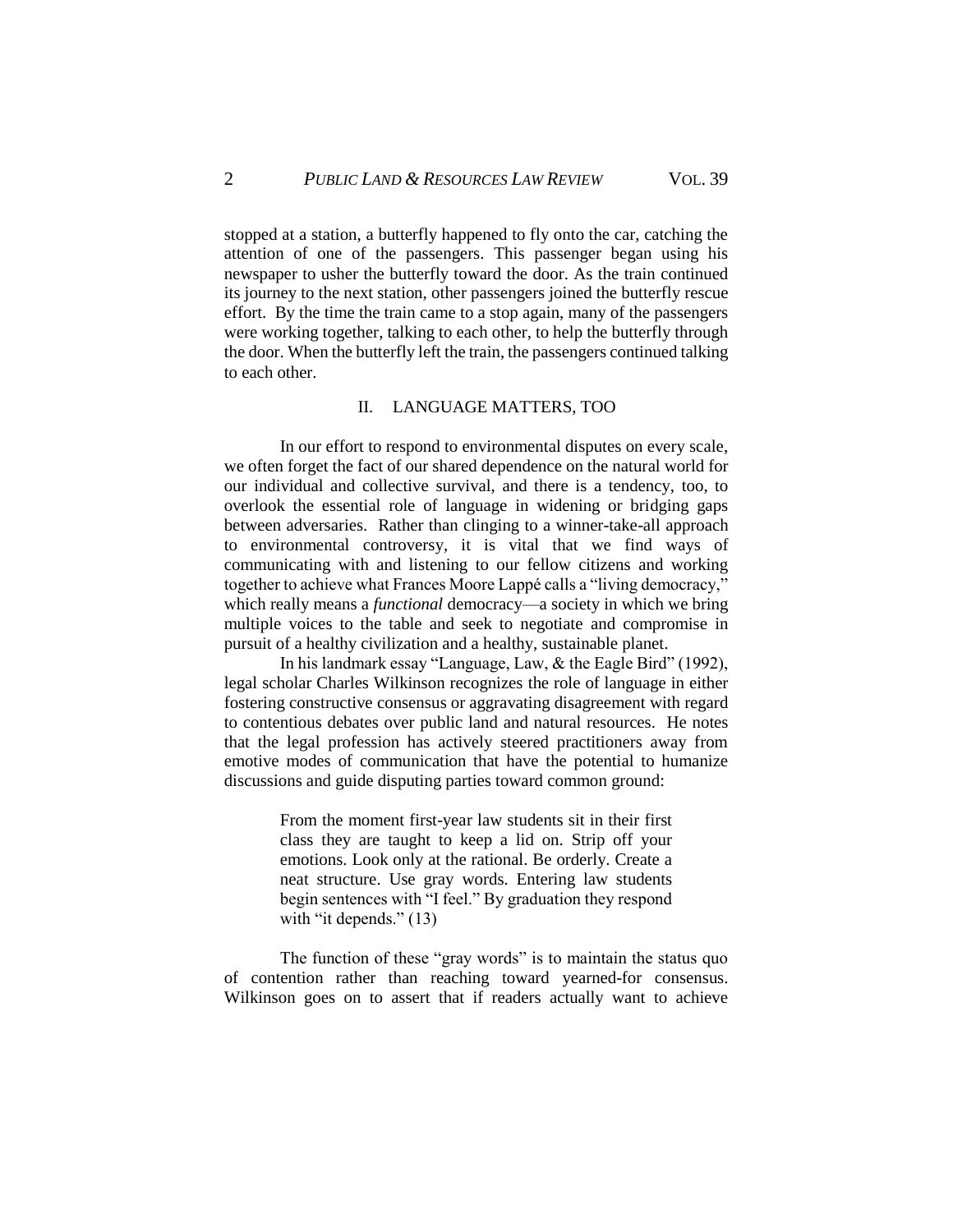stopped at a station, a butterfly happened to fly onto the car, catching the attention of one of the passengers. This passenger began using his newspaper to usher the butterfly toward the door. As the train continued its journey to the next station, other passengers joined the butterfly rescue effort. By the time the train came to a stop again, many of the passengers were working together, talking to each other, to help the butterfly through the door. When the butterfly left the train, the passengers continued talking to each other.

## II. LANGUAGE MATTERS, TOO

In our effort to respond to environmental disputes on every scale, we often forget the fact of our shared dependence on the natural world for our individual and collective survival, and there is a tendency, too, to overlook the essential role of language in widening or bridging gaps between adversaries. Rather than clinging to a winner-take-all approach to environmental controversy, it is vital that we find ways of communicating with and listening to our fellow citizens and working together to achieve what Frances Moore Lappé calls a "living democracy," which really means a *functional* democracy—a society in which we bring multiple voices to the table and seek to negotiate and compromise in pursuit of a healthy civilization and a healthy, sustainable planet.

In his landmark essay "Language, Law, & the Eagle Bird" (1992), legal scholar Charles Wilkinson recognizes the role of language in either fostering constructive consensus or aggravating disagreement with regard to contentious debates over public land and natural resources. He notes that the legal profession has actively steered practitioners away from emotive modes of communication that have the potential to humanize discussions and guide disputing parties toward common ground:

> From the moment first-year law students sit in their first class they are taught to keep a lid on. Strip off your emotions. Look only at the rational. Be orderly. Create a neat structure. Use gray words. Entering law students begin sentences with "I feel." By graduation they respond with "it depends." (13)

The function of these "gray words" is to maintain the status quo of contention rather than reaching toward yearned-for consensus. Wilkinson goes on to assert that if readers actually want to achieve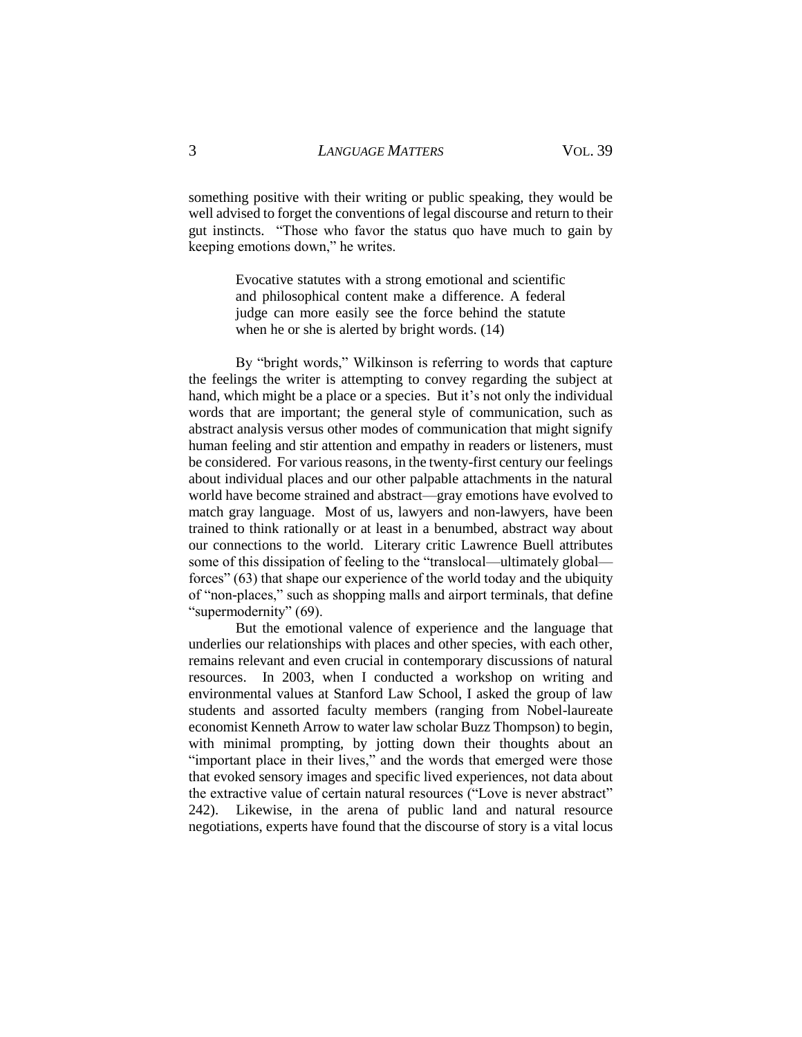something positive with their writing or public speaking, they would be well advised to forget the conventions of legal discourse and return to their gut instincts. "Those who favor the status quo have much to gain by keeping emotions down," he writes.

> Evocative statutes with a strong emotional and scientific and philosophical content make a difference. A federal judge can more easily see the force behind the statute when he or she is alerted by bright words. (14)

By "bright words," Wilkinson is referring to words that capture the feelings the writer is attempting to convey regarding the subject at hand, which might be a place or a species. But it's not only the individual words that are important; the general style of communication, such as abstract analysis versus other modes of communication that might signify human feeling and stir attention and empathy in readers or listeners, must be considered. For various reasons, in the twenty-first century our feelings about individual places and our other palpable attachments in the natural world have become strained and abstract—gray emotions have evolved to match gray language. Most of us, lawyers and non-lawyers, have been trained to think rationally or at least in a benumbed, abstract way about our connections to the world. Literary critic Lawrence Buell attributes some of this dissipation of feeling to the "translocal—ultimately global—forces" (63) that shape our experience of the world today and the ubiquity of "non-places," such as shopping malls and airport terminals, that define "supermodernity" (69).

But the emotional valence of experience and the language that underlies our relationships with places and other species, with each other, remains relevant and even crucial in contemporary discussions of natural resources. In 2003, when I conducted a workshop on writing and environmental values at Stanford Law School, I asked the group of law students and assorted faculty members (ranging from Nobel-laureate economist Kenneth Arrow to water law scholar Buzz Thompson) to begin, with minimal prompting, by jotting down their thoughts about an "important place in their lives," and the words that emerged were those that evoked sensory images and specific lived experiences, not data about the extractive value of certain natural resources ("Love is never abstract" 242). Likewise, in the arena of public land and natural resource negotiations, experts have found that the discourse of story is a vital locus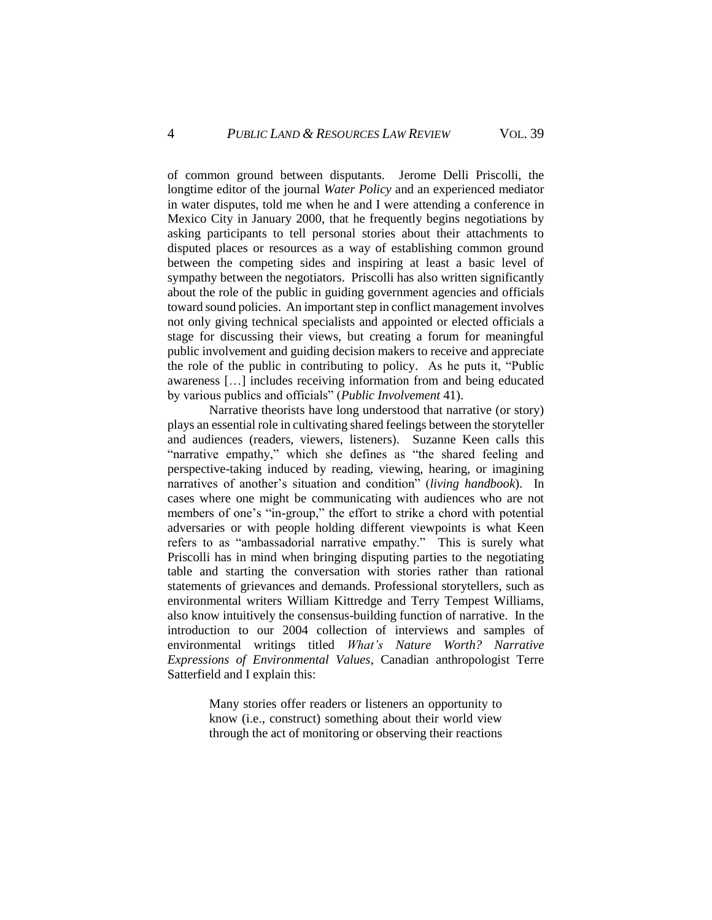of common ground between disputants. Jerome Delli Priscolli, the longtime editor of the journal *Water Policy* and an experienced mediator in water disputes, told me when he and I were attending a conference in Mexico City in January 2000, that he frequently begins negotiations by asking participants to tell personal stories about their attachments to disputed places or resources as a way of establishing common ground between the competing sides and inspiring at least a basic level of sympathy between the negotiators. Priscolli has also written significantly about the role of the public in guiding government agencies and officials toward sound policies. An important step in conflict management involves not only giving technical specialists and appointed or elected officials a stage for discussing their views, but creating a forum for meaningful public involvement and guiding decision makers to receive and appreciate the role of the public in contributing to policy. As he puts it, "Public awareness […] includes receiving information from and being educated by various publics and officials" (*Public Involvement* 41).

Narrative theorists have long understood that narrative (or story) plays an essential role in cultivating shared feelings between the storyteller and audiences (readers, viewers, listeners). Suzanne Keen calls this "narrative empathy," which she defines as "the shared feeling and perspective-taking induced by reading, viewing, hearing, or imagining narratives of another's situation and condition" (*living handbook*). In cases where one might be communicating with audiences who are not members of one's "in-group," the effort to strike a chord with potential adversaries or with people holding different viewpoints is what Keen refers to as "ambassadorial narrative empathy." This is surely what Priscolli has in mind when bringing disputing parties to the negotiating table and starting the conversation with stories rather than rational statements of grievances and demands. Professional storytellers, such as environmental writers William Kittredge and Terry Tempest Williams, also know intuitively the consensus-building function of narrative. In the introduction to our 2004 collection of interviews and samples of environmental writings titled *What's Nature Worth? Narrative Expressions of Environmental Values*, Canadian anthropologist Terre Satterfield and I explain this:

> Many stories offer readers or listeners an opportunity to know (i.e., construct) something about their world view through the act of monitoring or observing their reactions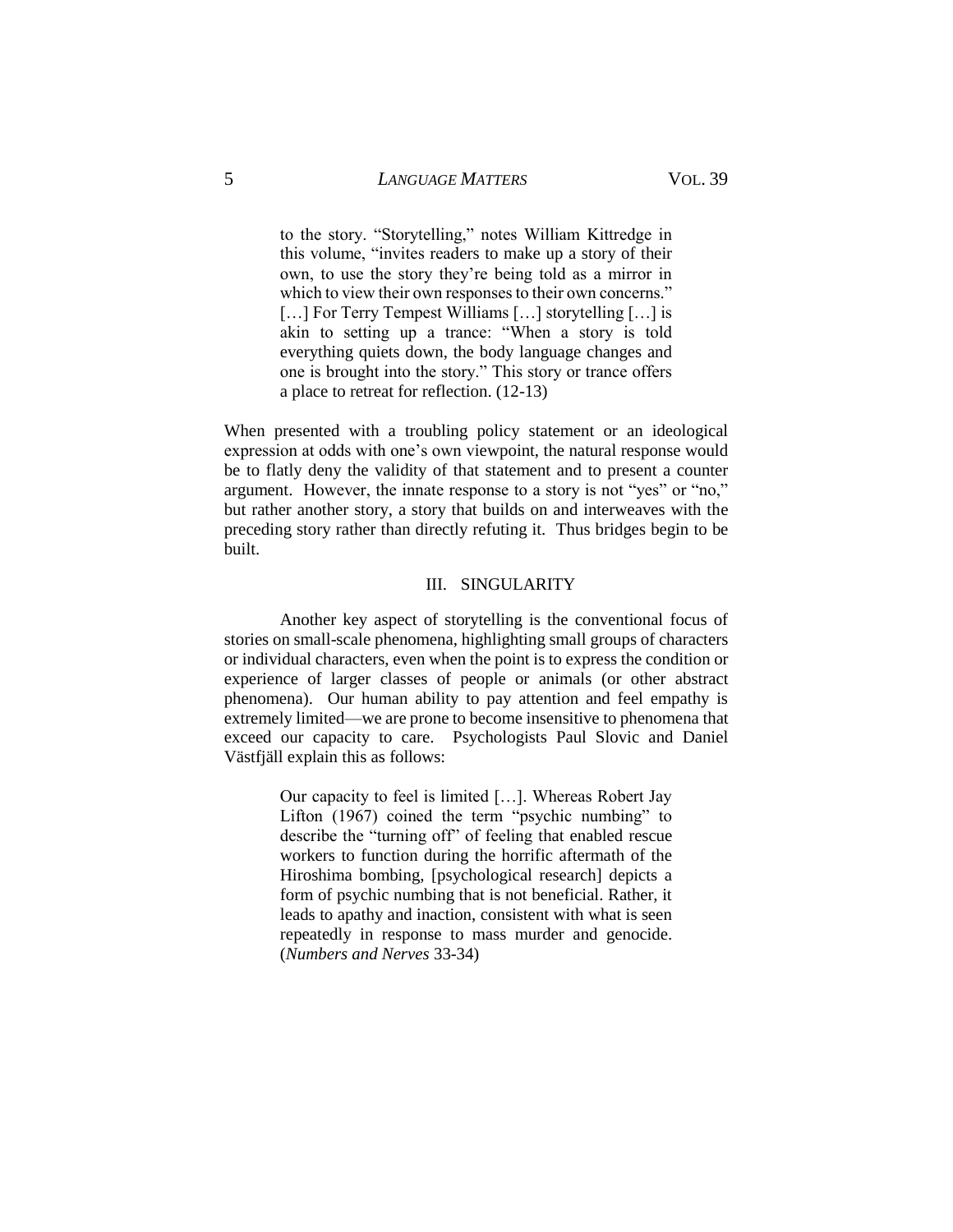> to the story. "Storytelling," notes William Kittredge in this volume, "invites readers to make up a story of their own, to use the story they're being told as a mirror in which to view their own responses to their own concerns." […] For Terry Tempest Williams […] storytelling […] is akin to setting up a trance: "When a story is told everything quiets down, the body language changes and one is brought into the story." This story or trance offers a place to retreat for reflection. (12-13)

When presented with a troubling policy statement or an ideological expression at odds with one's own viewpoint, the natural response would be to flatly deny the validity of that statement and to present a counter argument. However, the innate response to a story is not "yes" or "no," but rather another story, a story that builds on and interweaves with the preceding story rather than directly refuting it. Thus bridges begin to be built.

## III. SINGULARITY

Another key aspect of storytelling is the conventional focus of stories on small-scale phenomena, highlighting small groups of characters or individual characters, even when the point is to express the condition or experience of larger classes of people or animals (or other abstract phenomena). Our human ability to pay attention and feel empathy is extremely limited—we are prone to become insensitive to phenomena that exceed our capacity to care. Psychologists Paul Slovic and Daniel Västfjäll explain this as follows:

> Our capacity to feel is limited […]. Whereas Robert Jay Lifton (1967) coined the term "psychic numbing" to describe the "turning off" of feeling that enabled rescue workers to function during the horrific aftermath of the Hiroshima bombing, [psychological research] depicts a form of psychic numbing that is not beneficial. Rather, it leads to apathy and inaction, consistent with what is seen repeatedly in response to mass murder and genocide. (*Numbers and Nerves* 33-34)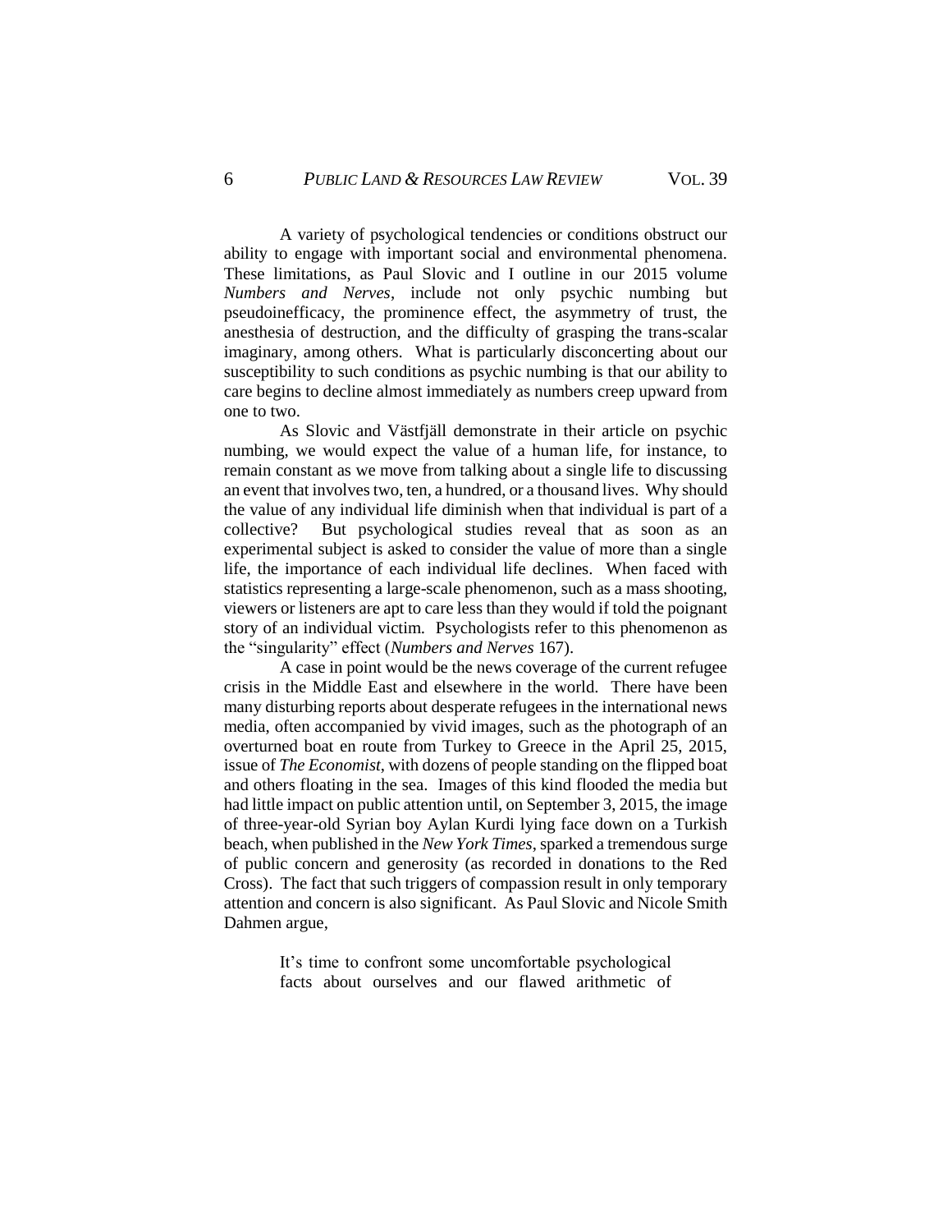A variety of psychological tendencies or conditions obstruct our ability to engage with important social and environmental phenomena. These limitations, as Paul Slovic and I outline in our 2015 volume *Numbers and Nerves*, include not only psychic numbing but pseudoinefficacy, the prominence effect, the asymmetry of trust, the anesthesia of destruction, and the difficulty of grasping the trans-scalar imaginary, among others. What is particularly disconcerting about our susceptibility to such conditions as psychic numbing is that our ability to care begins to decline almost immediately as numbers creep upward from one to two.

As Slovic and Västfjäll demonstrate in their article on psychic numbing, we would expect the value of a human life, for instance, to remain constant as we move from talking about a single life to discussing an event that involves two, ten, a hundred, or a thousand lives. Why should the value of any individual life diminish when that individual is part of a collective? But psychological studies reveal that as soon as an experimental subject is asked to consider the value of more than a single life, the importance of each individual life declines. When faced with statistics representing a large-scale phenomenon, such as a mass shooting, viewers or listeners are apt to care less than they would if told the poignant story of an individual victim. Psychologists refer to this phenomenon as the "singularity" effect (*Numbers and Nerves* 167).

A case in point would be the news coverage of the current refugee crisis in the Middle East and elsewhere in the world. There have been many disturbing reports about desperate refugees in the international news media, often accompanied by vivid images, such as the photograph of an overturned boat en route from Turkey to Greece in the April 25, 2015, issue of *The Economist*, with dozens of people standing on the flipped boat and others floating in the sea. Images of this kind flooded the media but had little impact on public attention until, on September 3, 2015, the image of three-year-old Syrian boy Aylan Kurdi lying face down on a Turkish beach, when published in the *New York Times*, sparked a tremendous surge of public concern and generosity (as recorded in donations to the Red Cross). The fact that such triggers of compassion result in only temporary attention and concern is also significant. As Paul Slovic and Nicole Smith Dahmen argue,

> It's time to confront some uncomfortable psychological facts about ourselves and our flawed arithmetic of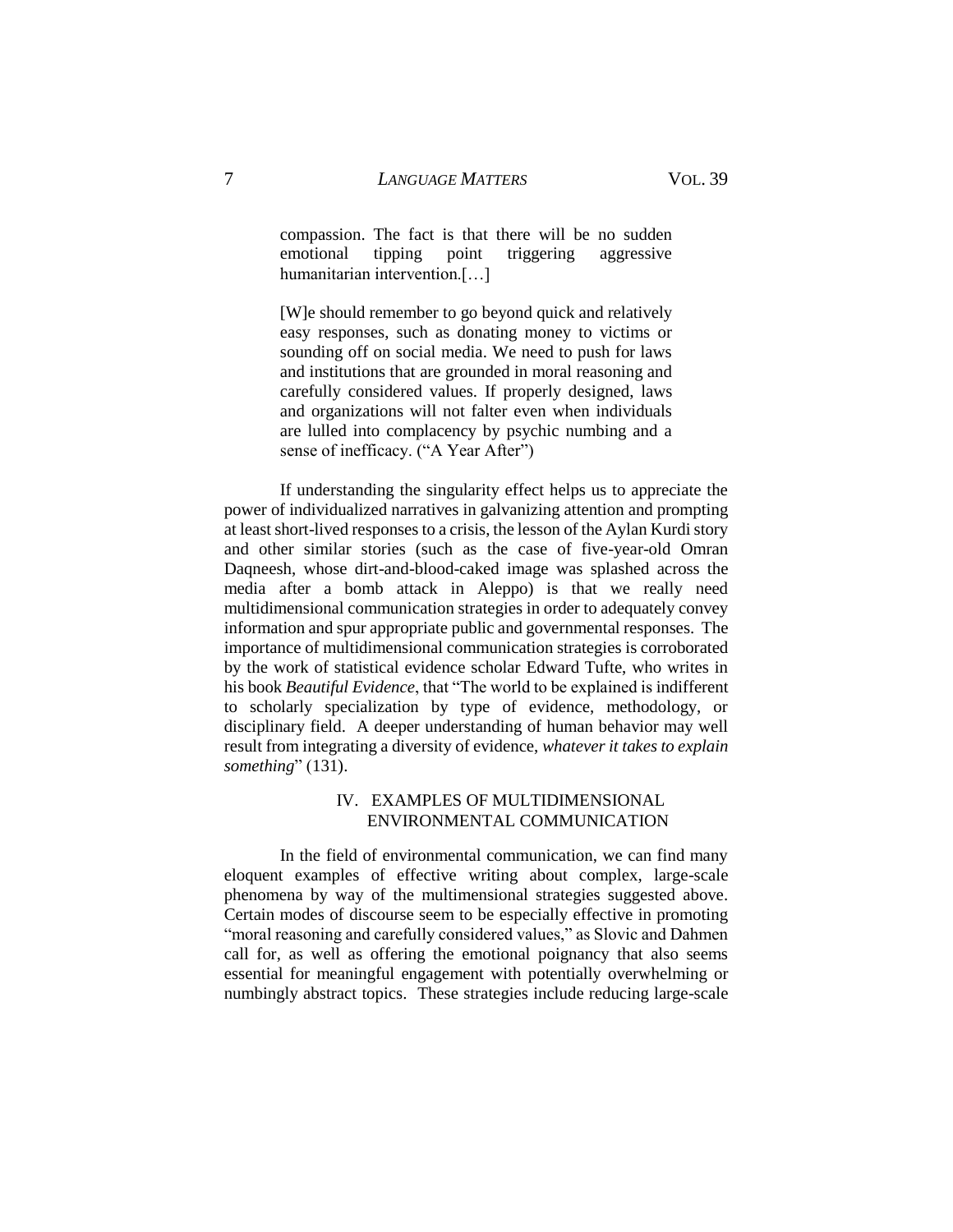> compassion. The fact is that there will be no sudden emotional tipping point triggering aggressive humanitarian intervention.[…]
>
> [W]e should remember to go beyond quick and relatively easy responses, such as donating money to victims or sounding off on social media. We need to push for laws and institutions that are grounded in moral reasoning and carefully considered values. If properly designed, laws and organizations will not falter even when individuals are lulled into complacency by psychic numbing and a sense of inefficacy. ("A Year After")

If understanding the singularity effect helps us to appreciate the power of individualized narratives in galvanizing attention and prompting at least short-lived responses to a crisis, the lesson of the Aylan Kurdi story and other similar stories (such as the case of five-year-old Omran Daqneesh, whose dirt-and-blood-caked image was splashed across the media after a bomb attack in Aleppo) is that we really need multidimensional communication strategies in order to adequately convey information and spur appropriate public and governmental responses. The importance of multidimensional communication strategies is corroborated by the work of statistical evidence scholar Edward Tufte, who writes in his book *Beautiful Evidence*, that "The world to be explained is indifferent to scholarly specialization by type of evidence, methodology, or disciplinary field. A deeper understanding of human behavior may well result from integrating a diversity of evidence, *whatever it takes to explain something*" (131).

## IV. EXAMPLES OF MULTIDIMENSIONAL ENVIRONMENTAL COMMUNICATION

In the field of environmental communication, we can find many eloquent examples of effective writing about complex, large-scale phenomena by way of the multimensional strategies suggested above. Certain modes of discourse seem to be especially effective in promoting "moral reasoning and carefully considered values," as Slovic and Dahmen call for, as well as offering the emotional poignancy that also seems essential for meaningful engagement with potentially overwhelming or numbingly abstract topics. These strategies include reducing large-scale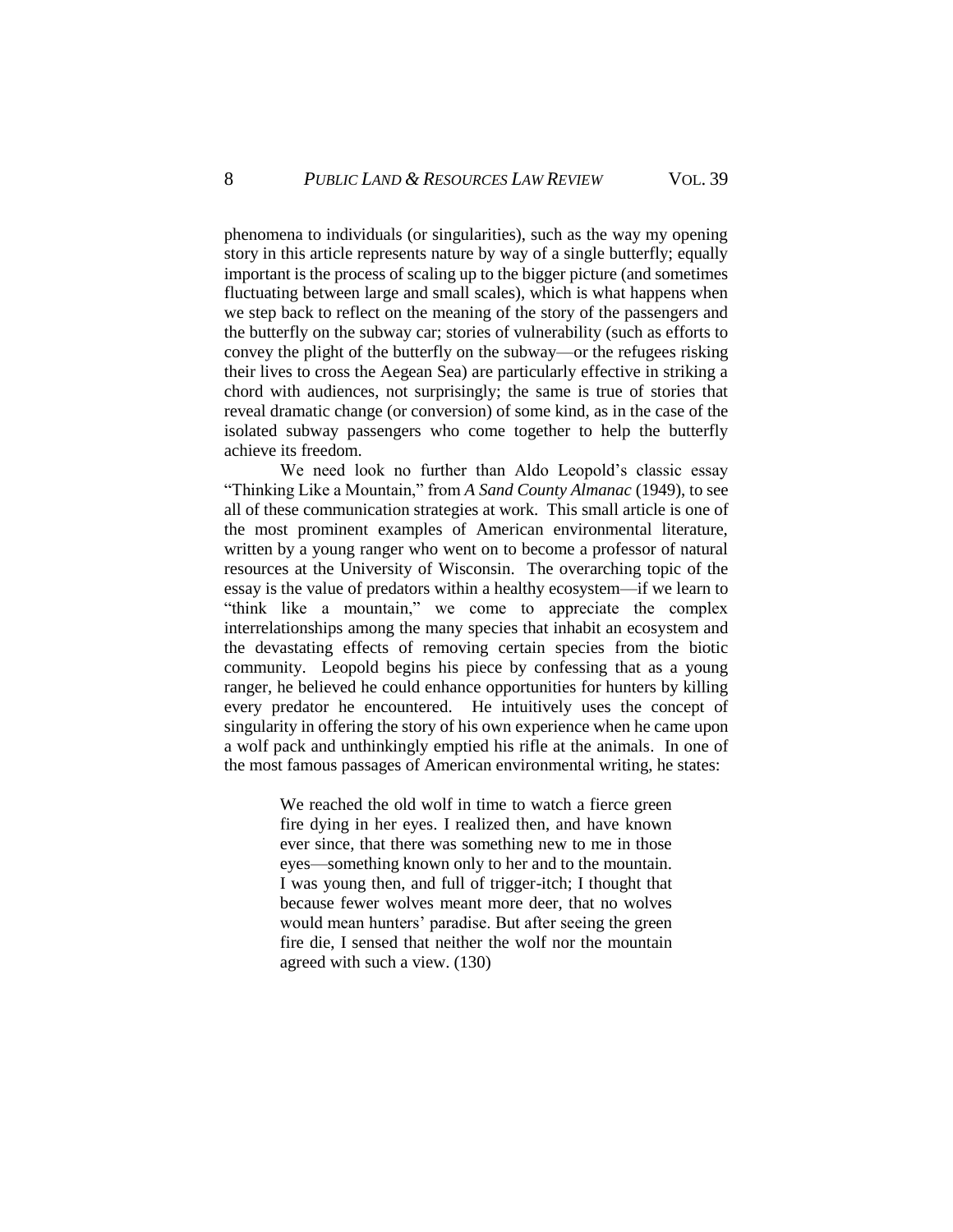phenomena to individuals (or singularities), such as the way my opening story in this article represents nature by way of a single butterfly; equally important is the process of scaling up to the bigger picture (and sometimes fluctuating between large and small scales), which is what happens when we step back to reflect on the meaning of the story of the passengers and the butterfly on the subway car; stories of vulnerability (such as efforts to convey the plight of the butterfly on the subway—or the refugees risking their lives to cross the Aegean Sea) are particularly effective in striking a chord with audiences, not surprisingly; the same is true of stories that reveal dramatic change (or conversion) of some kind, as in the case of the isolated subway passengers who come together to help the butterfly achieve its freedom.

We need look no further than Aldo Leopold's classic essay "Thinking Like a Mountain," from *A Sand County Almanac* (1949), to see all of these communication strategies at work. This small article is one of the most prominent examples of American environmental literature, written by a young ranger who went on to become a professor of natural resources at the University of Wisconsin. The overarching topic of the essay is the value of predators within a healthy ecosystem—if we learn to "think like a mountain," we come to appreciate the complex interrelationships among the many species that inhabit an ecosystem and the devastating effects of removing certain species from the biotic community. Leopold begins his piece by confessing that as a young ranger, he believed he could enhance opportunities for hunters by killing every predator he encountered. He intuitively uses the concept of singularity in offering the story of his own experience when he came upon a wolf pack and unthinkingly emptied his rifle at the animals. In one of the most famous passages of American environmental writing, he states:

> We reached the old wolf in time to watch a fierce green fire dying in her eyes. I realized then, and have known ever since, that there was something new to me in those eyes—something known only to her and to the mountain. I was young then, and full of trigger-itch; I thought that because fewer wolves meant more deer, that no wolves would mean hunters' paradise. But after seeing the green fire die, I sensed that neither the wolf nor the mountain agreed with such a view. (130)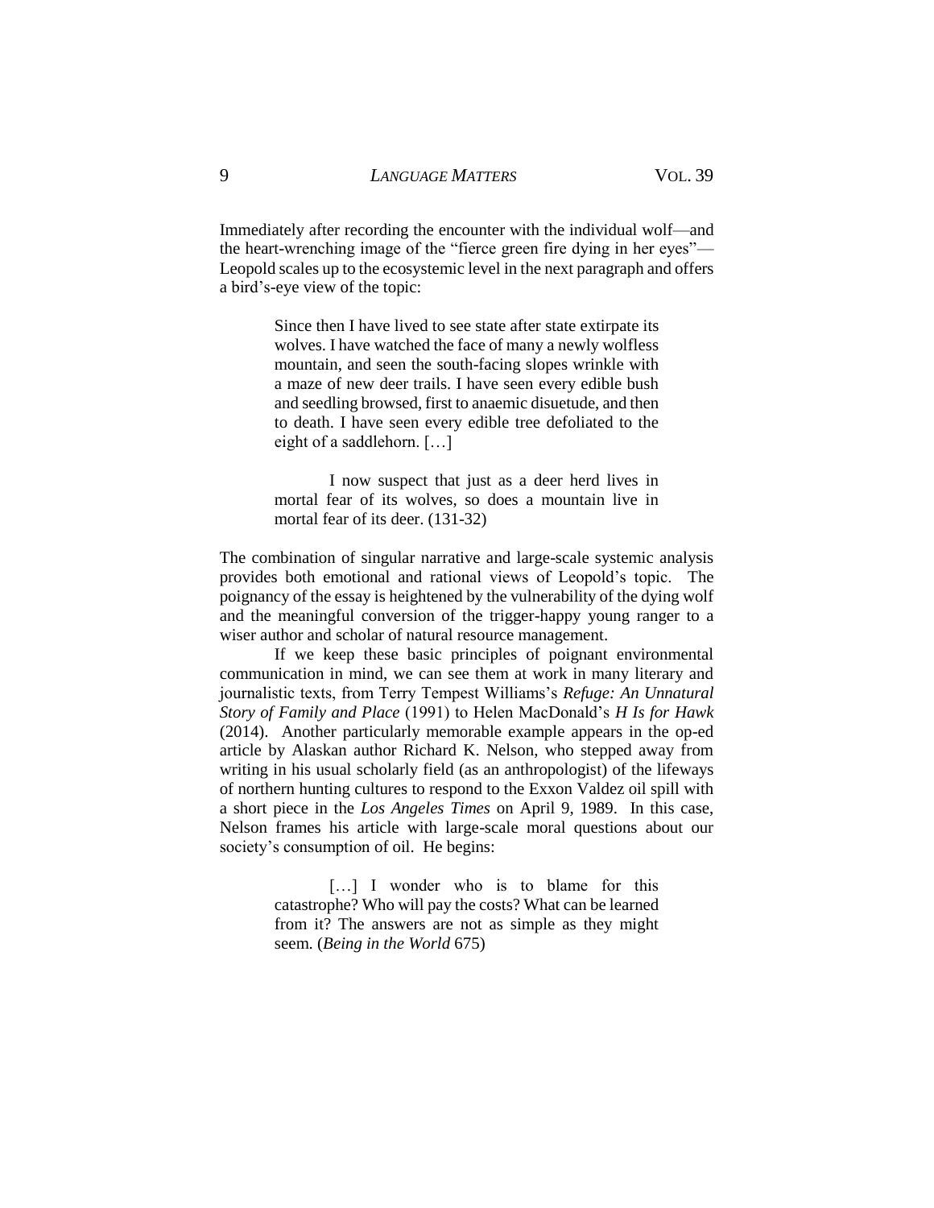Immediately after recording the encounter with the individual wolf—and the heart-wrenching image of the "fierce green fire dying in her eyes"—Leopold scales up to the ecosystemic level in the next paragraph and offers a bird's-eye view of the topic:

> Since then I have lived to see state after state extirpate its wolves. I have watched the face of many a newly wolfless mountain, and seen the south-facing slopes wrinkle with a maze of new deer trails. I have seen every edible bush and seedling browsed, first to anaemic disuetude, and then to death. I have seen every edible tree defoliated to the eight of a saddlehorn. […]
>
> I now suspect that just as a deer herd lives in mortal fear of its wolves, so does a mountain live in mortal fear of its deer. (131-32)

The combination of singular narrative and large-scale systemic analysis provides both emotional and rational views of Leopold's topic. The poignancy of the essay is heightened by the vulnerability of the dying wolf and the meaningful conversion of the trigger-happy young ranger to a wiser author and scholar of natural resource management.

If we keep these basic principles of poignant environmental communication in mind, we can see them at work in many literary and journalistic texts, from Terry Tempest Williams's *Refuge: An Unnatural Story of Family and Place* (1991) to Helen MacDonald's *H Is for Hawk* (2014). Another particularly memorable example appears in the op-ed article by Alaskan author Richard K. Nelson, who stepped away from writing in his usual scholarly field (as an anthropologist) of the lifeways of northern hunting cultures to respond to the Exxon Valdez oil spill with a short piece in the *Los Angeles Times* on April 9, 1989. In this case, Nelson frames his article with large-scale moral questions about our society's consumption of oil. He begins:

> […] I wonder who is to blame for this catastrophe? Who will pay the costs? What can be learned from it? The answers are not as simple as they might seem. (*Being in the World* 675)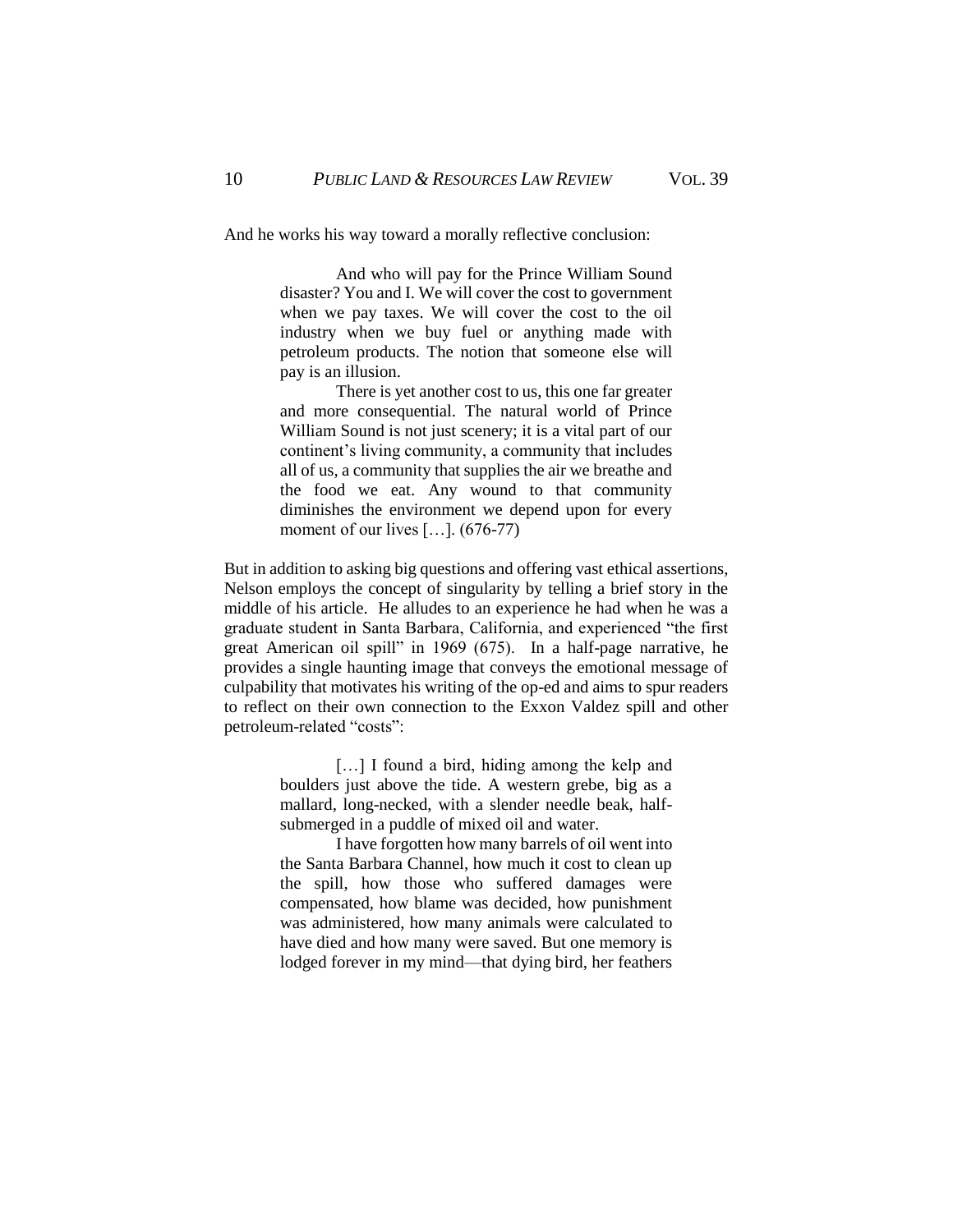And he works his way toward a morally reflective conclusion:

> And who will pay for the Prince William Sound disaster? You and I. We will cover the cost to government when we pay taxes. We will cover the cost to the oil industry when we buy fuel or anything made with petroleum products. The notion that someone else will pay is an illusion.
>
> There is yet another cost to us, this one far greater and more consequential. The natural world of Prince William Sound is not just scenery; it is a vital part of our continent's living community, a community that includes all of us, a community that supplies the air we breathe and the food we eat. Any wound to that community diminishes the environment we depend upon for every moment of our lives […]. (676-77)

But in addition to asking big questions and offering vast ethical assertions, Nelson employs the concept of singularity by telling a brief story in the middle of his article. He alludes to an experience he had when he was a graduate student in Santa Barbara, California, and experienced "the first great American oil spill" in 1969 (675). In a half-page narrative, he provides a single haunting image that conveys the emotional message of culpability that motivates his writing of the op-ed and aims to spur readers to reflect on their own connection to the Exxon Valdez spill and other petroleum-related "costs":

> […] I found a bird, hiding among the kelp and boulders just above the tide. A western grebe, big as a mallard, long-necked, with a slender needle beak, half-submerged in a puddle of mixed oil and water.
>
> I have forgotten how many barrels of oil went into the Santa Barbara Channel, how much it cost to clean up the spill, how those who suffered damages were compensated, how blame was decided, how punishment was administered, how many animals were calculated to have died and how many were saved. But one memory is lodged forever in my mind—that dying bird, her feathers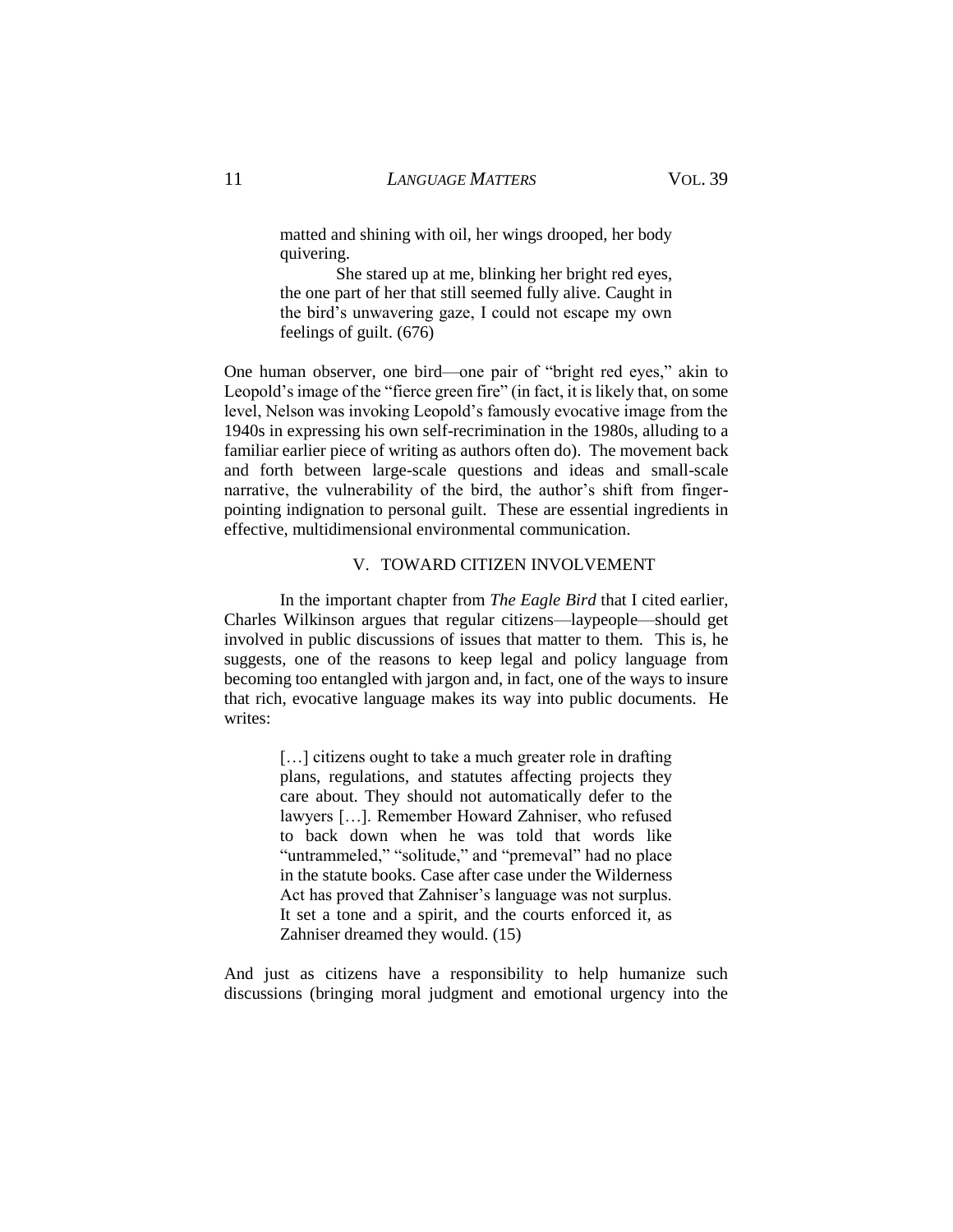> matted and shining with oil, her wings drooped, her body quivering.
>
> She stared up at me, blinking her bright red eyes, the one part of her that still seemed fully alive. Caught in the bird's unwavering gaze, I could not escape my own feelings of guilt. (676)

One human observer, one bird—one pair of "bright red eyes," akin to Leopold's image of the "fierce green fire" (in fact, it is likely that, on some level, Nelson was invoking Leopold's famously evocative image from the 1940s in expressing his own self-recrimination in the 1980s, alluding to a familiar earlier piece of writing as authors often do). The movement back and forth between large-scale questions and ideas and small-scale narrative, the vulnerability of the bird, the author's shift from finger-pointing indignation to personal guilt. These are essential ingredients in effective, multidimensional environmental communication.

## V. TOWARD CITIZEN INVOLVEMENT

In the important chapter from *The Eagle Bird* that I cited earlier, Charles Wilkinson argues that regular citizens—laypeople—should get involved in public discussions of issues that matter to them. This is, he suggests, one of the reasons to keep legal and policy language from becoming too entangled with jargon and, in fact, one of the ways to insure that rich, evocative language makes its way into public documents. He writes:

> […] citizens ought to take a much greater role in drafting plans, regulations, and statutes affecting projects they care about. They should not automatically defer to the lawyers […]. Remember Howard Zahniser, who refused to back down when he was told that words like "untrammeled," "solitude," and "premeval" had no place in the statute books. Case after case under the Wilderness Act has proved that Zahniser's language was not surplus. It set a tone and a spirit, and the courts enforced it, as Zahniser dreamed they would. (15)

And just as citizens have a responsibility to help humanize such discussions (bringing moral judgment and emotional urgency into the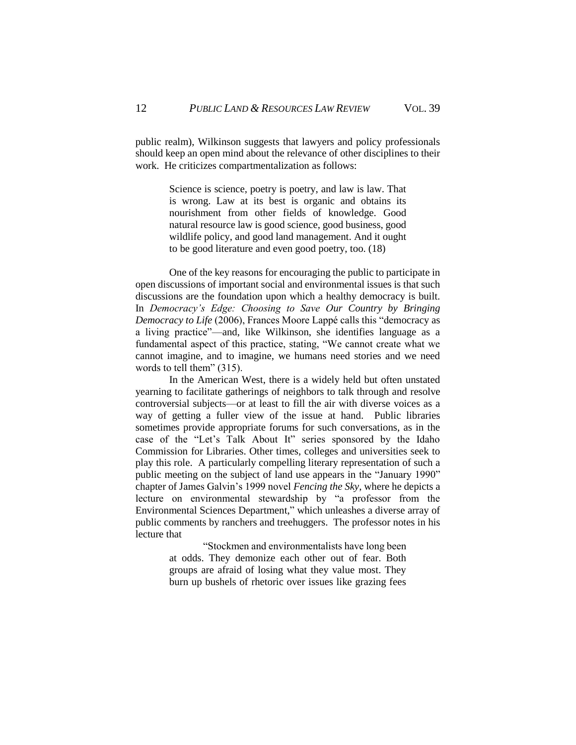public realm), Wilkinson suggests that lawyers and policy professionals should keep an open mind about the relevance of other disciplines to their work. He criticizes compartmentalization as follows:

> Science is science, poetry is poetry, and law is law. That is wrong. Law at its best is organic and obtains its nourishment from other fields of knowledge. Good natural resource law is good science, good business, good wildlife policy, and good land management. And it ought to be good literature and even good poetry, too. (18)

One of the key reasons for encouraging the public to participate in open discussions of important social and environmental issues is that such discussions are the foundation upon which a healthy democracy is built. In *Democracy's Edge: Choosing to Save Our Country by Bringing Democracy to Life* (2006), Frances Moore Lappé calls this "democracy as a living practice"—and, like Wilkinson, she identifies language as a fundamental aspect of this practice, stating, "We cannot create what we cannot imagine, and to imagine, we humans need stories and we need words to tell them" (315).

In the American West, there is a widely held but often unstated yearning to facilitate gatherings of neighbors to talk through and resolve controversial subjects—or at least to fill the air with diverse voices as a way of getting a fuller view of the issue at hand. Public libraries sometimes provide appropriate forums for such conversations, as in the case of the "Let's Talk About It" series sponsored by the Idaho Commission for Libraries. Other times, colleges and universities seek to play this role. A particularly compelling literary representation of such a public meeting on the subject of land use appears in the "January 1990" chapter of James Galvin's 1999 novel *Fencing the Sky*, where he depicts a lecture on environmental stewardship by "a professor from the Environmental Sciences Department," which unleashes a diverse array of public comments by ranchers and treehuggers. The professor notes in his lecture that

> "Stockmen and environmentalists have long been at odds. They demonize each other out of fear. Both groups are afraid of losing what they value most. They burn up bushels of rhetoric over issues like grazing fees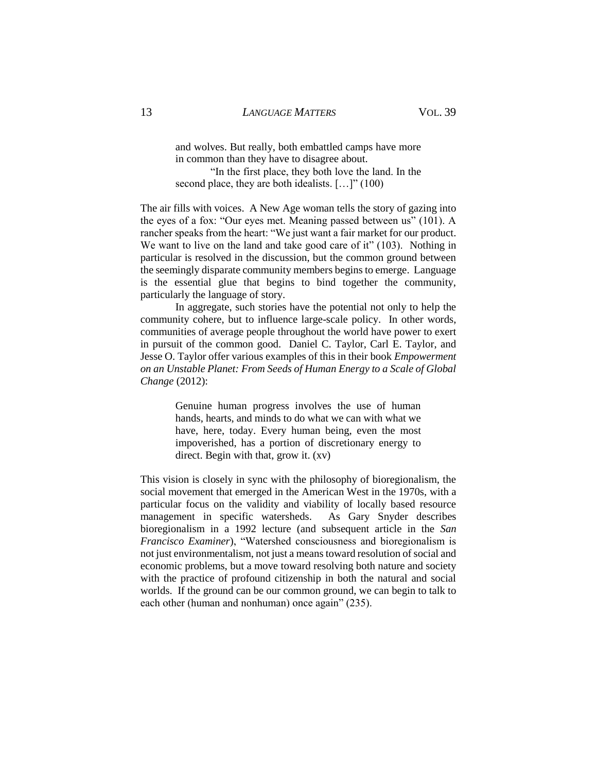> and wolves. But really, both embattled camps have more in common than they have to disagree about.
>
> "In the first place, they both love the land. In the second place, they are both idealists. […]" (100)

The air fills with voices. A New Age woman tells the story of gazing into the eyes of a fox: "Our eyes met. Meaning passed between us" (101). A rancher speaks from the heart: "We just want a fair market for our product. We want to live on the land and take good care of it" (103). Nothing in particular is resolved in the discussion, but the common ground between the seemingly disparate community members begins to emerge. Language is the essential glue that begins to bind together the community, particularly the language of story.

In aggregate, such stories have the potential not only to help the community cohere, but to influence large-scale policy. In other words, communities of average people throughout the world have power to exert in pursuit of the common good. Daniel C. Taylor, Carl E. Taylor, and Jesse O. Taylor offer various examples of this in their book *Empowerment on an Unstable Planet: From Seeds of Human Energy to a Scale of Global Change* (2012):

> Genuine human progress involves the use of human hands, hearts, and minds to do what we can with what we have, here, today. Every human being, even the most impoverished, has a portion of discretionary energy to direct. Begin with that, grow it. (xv)

This vision is closely in sync with the philosophy of bioregionalism, the social movement that emerged in the American West in the 1970s, with a particular focus on the validity and viability of locally based resource management in specific watersheds. As Gary Snyder describes bioregionalism in a 1992 lecture (and subsequent article in the *San Francisco Examiner*), "Watershed consciousness and bioregionalism is not just environmentalism, not just a means toward resolution of social and economic problems, but a move toward resolving both nature and society with the practice of profound citizenship in both the natural and social worlds. If the ground can be our common ground, we can begin to talk to each other (human and nonhuman) once again" (235).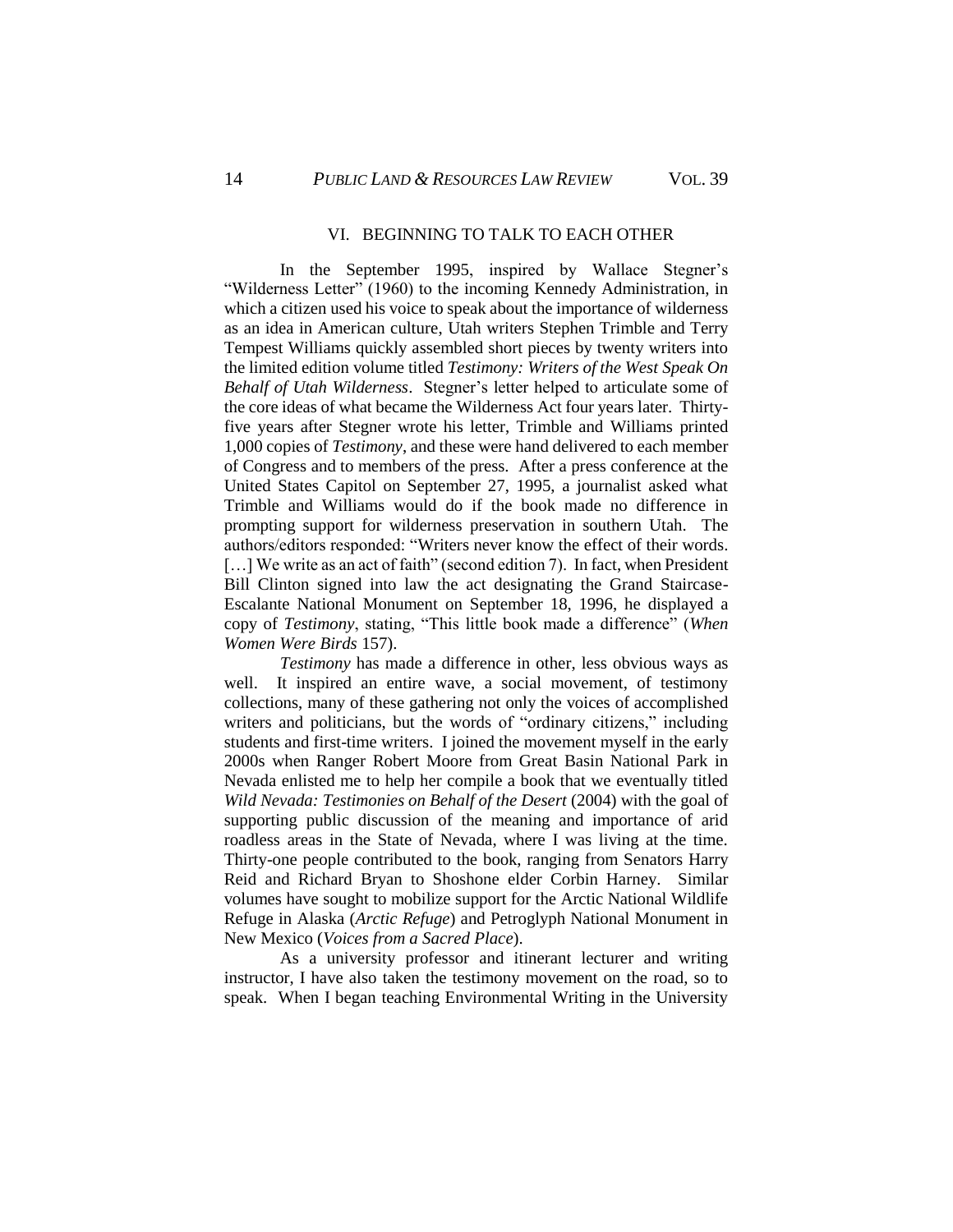## VI. BEGINNING TO TALK TO EACH OTHER

In the September 1995, inspired by Wallace Stegner's "Wilderness Letter" (1960) to the incoming Kennedy Administration, in which a citizen used his voice to speak about the importance of wilderness as an idea in American culture, Utah writers Stephen Trimble and Terry Tempest Williams quickly assembled short pieces by twenty writers into the limited edition volume titled *Testimony: Writers of the West Speak On Behalf of Utah Wilderness*. Stegner's letter helped to articulate some of the core ideas of what became the Wilderness Act four years later. Thirty-five years after Stegner wrote his letter, Trimble and Williams printed 1,000 copies of *Testimony*, and these were hand delivered to each member of Congress and to members of the press. After a press conference at the United States Capitol on September 27, 1995, a journalist asked what Trimble and Williams would do if the book made no difference in prompting support for wilderness preservation in southern Utah. The authors/editors responded: "Writers never know the effect of their words. [...] We write as an act of faith" (second edition 7). In fact, when President Bill Clinton signed into law the act designating the Grand Staircase-Escalante National Monument on September 18, 1996, he displayed a copy of *Testimony*, stating, "This little book made a difference" (*When Women Were Birds* 157).

*Testimony* has made a difference in other, less obvious ways as well. It inspired an entire wave, a social movement, of testimony collections, many of these gathering not only the voices of accomplished writers and politicians, but the words of "ordinary citizens," including students and first-time writers. I joined the movement myself in the early 2000s when Ranger Robert Moore from Great Basin National Park in Nevada enlisted me to help her compile a book that we eventually titled *Wild Nevada: Testimonies on Behalf of the Desert* (2004) with the goal of supporting public discussion of the meaning and importance of arid roadless areas in the State of Nevada, where I was living at the time. Thirty-one people contributed to the book, ranging from Senators Harry Reid and Richard Bryan to Shoshone elder Corbin Harney. Similar volumes have sought to mobilize support for the Arctic National Wildlife Refuge in Alaska (*Arctic Refuge*) and Petroglyph National Monument in New Mexico (*Voices from a Sacred Place*).

As a university professor and itinerant lecturer and writing instructor, I have also taken the testimony movement on the road, so to speak. When I began teaching Environmental Writing in the University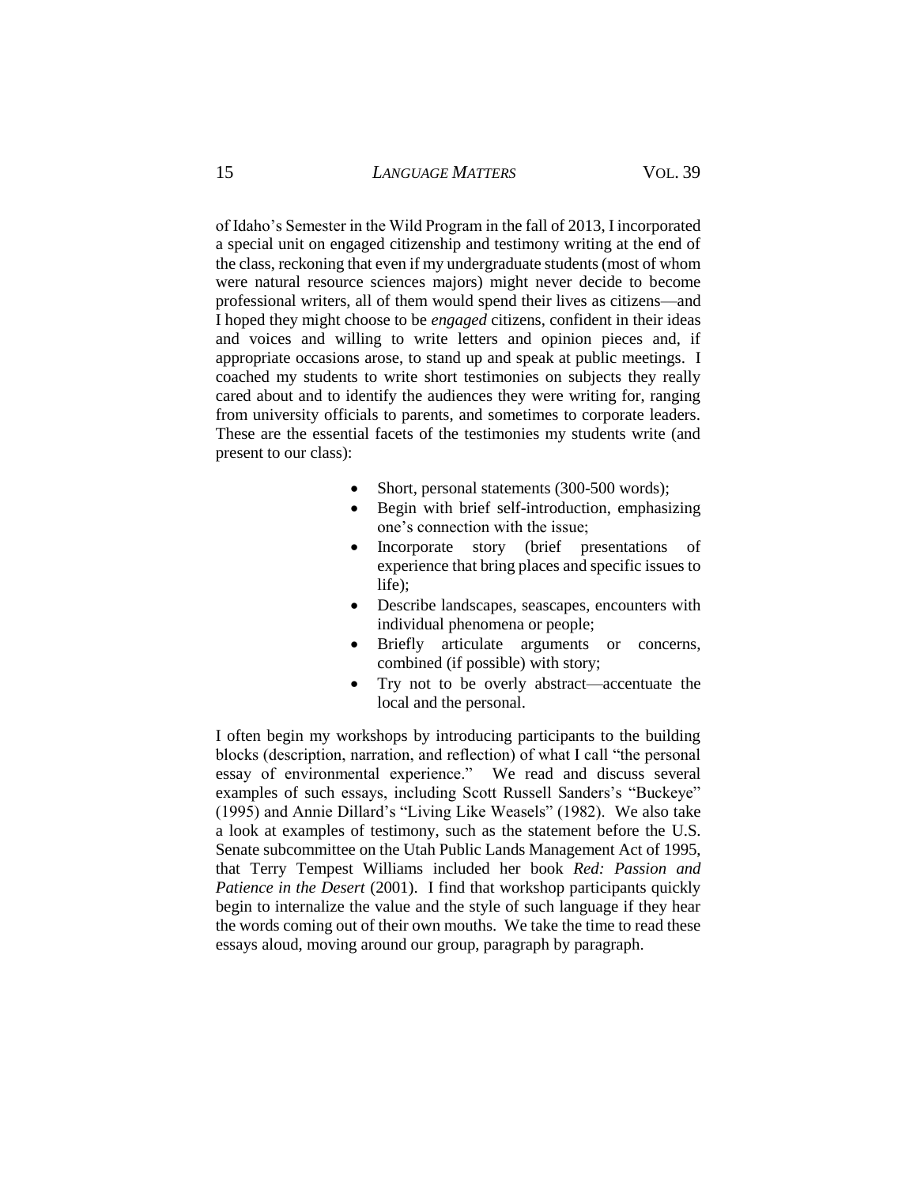of Idaho's Semester in the Wild Program in the fall of 2013, I incorporated a special unit on engaged citizenship and testimony writing at the end of the class, reckoning that even if my undergraduate students (most of whom were natural resource sciences majors) might never decide to become professional writers, all of them would spend their lives as citizens—and I hoped they might choose to be *engaged* citizens, confident in their ideas and voices and willing to write letters and opinion pieces and, if appropriate occasions arose, to stand up and speak at public meetings. I coached my students to write short testimonies on subjects they really cared about and to identify the audiences they were writing for, ranging from university officials to parents, and sometimes to corporate leaders. These are the essential facets of the testimonies my students write (and present to our class):

- Short, personal statements (300-500 words);
- Begin with brief self-introduction, emphasizing one's connection with the issue;
- Incorporate story (brief presentations of experience that bring places and specific issues to life);
- Describe landscapes, seascapes, encounters with individual phenomena or people;
- Briefly articulate arguments or concerns, combined (if possible) with story;
- Try not to be overly abstract—accentuate the local and the personal.

I often begin my workshops by introducing participants to the building blocks (description, narration, and reflection) of what I call "the personal essay of environmental experience." We read and discuss several examples of such essays, including Scott Russell Sanders's "Buckeye" (1995) and Annie Dillard's "Living Like Weasels" (1982). We also take a look at examples of testimony, such as the statement before the U.S. Senate subcommittee on the Utah Public Lands Management Act of 1995, that Terry Tempest Williams included her book *Red: Passion and Patience in the Desert* (2001). I find that workshop participants quickly begin to internalize the value and the style of such language if they hear the words coming out of their own mouths. We take the time to read these essays aloud, moving around our group, paragraph by paragraph.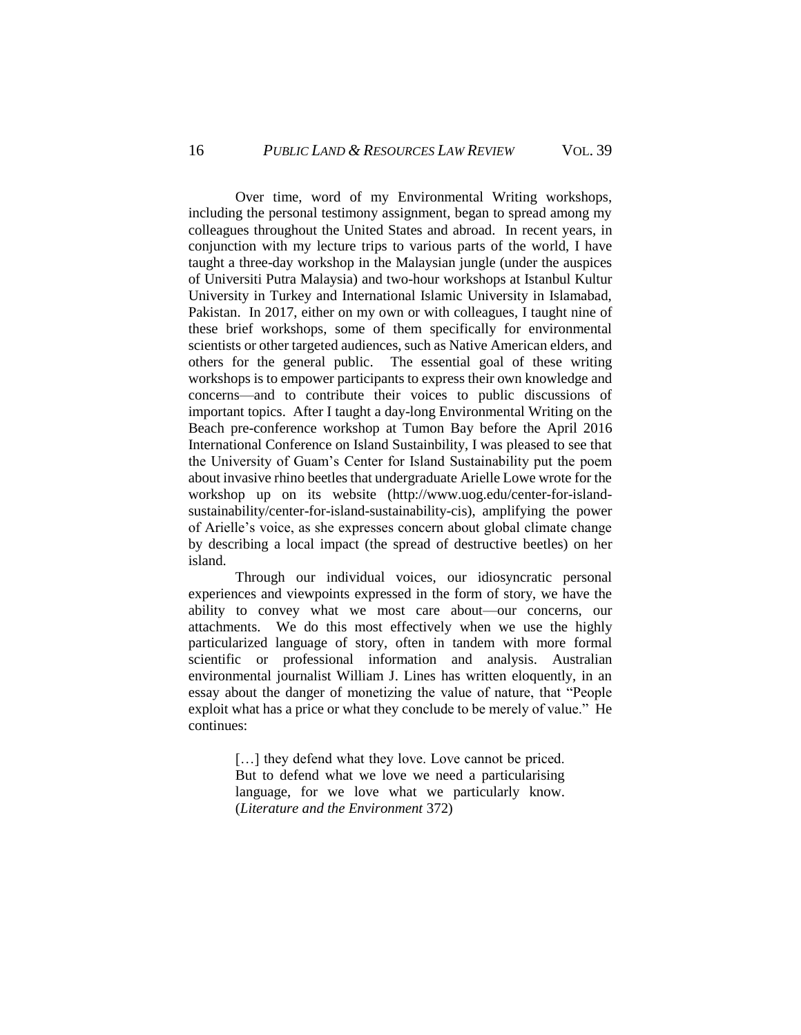Over time, word of my Environmental Writing workshops, including the personal testimony assignment, began to spread among my colleagues throughout the United States and abroad. In recent years, in conjunction with my lecture trips to various parts of the world, I have taught a three-day workshop in the Malaysian jungle (under the auspices of Universiti Putra Malaysia) and two-hour workshops at Istanbul Kultur University in Turkey and International Islamic University in Islamabad, Pakistan. In 2017, either on my own or with colleagues, I taught nine of these brief workshops, some of them specifically for environmental scientists or other targeted audiences, such as Native American elders, and others for the general public. The essential goal of these writing workshops is to empower participants to express their own knowledge and concerns—and to contribute their voices to public discussions of important topics. After I taught a day-long Environmental Writing on the Beach pre-conference workshop at Tumon Bay before the April 2016 International Conference on Island Sustainbility, I was pleased to see that the University of Guam's Center for Island Sustainability put the poem about invasive rhino beetles that undergraduate Arielle Lowe wrote for the workshop up on its website (http://www.uog.edu/center-for-island-sustainability/center-for-island-sustainability-cis), amplifying the power of Arielle's voice, as she expresses concern about global climate change by describing a local impact (the spread of destructive beetles) on her island.

Through our individual voices, our idiosyncratic personal experiences and viewpoints expressed in the form of story, we have the ability to convey what we most care about—our concerns, our attachments. We do this most effectively when we use the highly particularized language of story, often in tandem with more formal scientific or professional information and analysis. Australian environmental journalist William J. Lines has written eloquently, in an essay about the danger of monetizing the value of nature, that "People exploit what has a price or what they conclude to be merely of value." He continues:

> […] they defend what they love. Love cannot be priced. But to defend what we love we need a particularising language, for we love what we particularly know. (*Literature and the Environment* 372)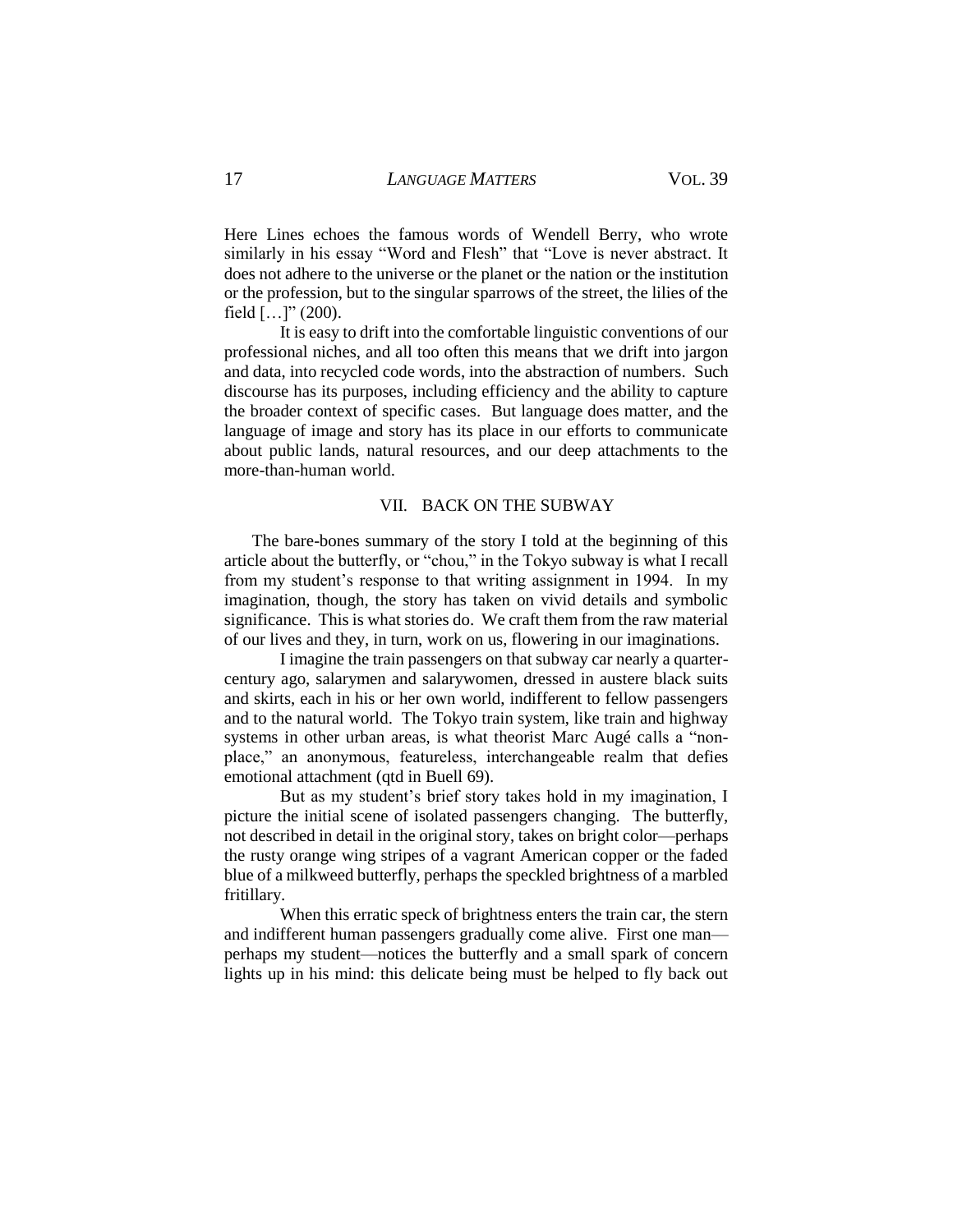Here Lines echoes the famous words of Wendell Berry, who wrote similarly in his essay "Word and Flesh" that "Love is never abstract. It does not adhere to the universe or the planet or the nation or the institution or the profession, but to the singular sparrows of the street, the lilies of the field […]" (200).

It is easy to drift into the comfortable linguistic conventions of our professional niches, and all too often this means that we drift into jargon and data, into recycled code words, into the abstraction of numbers. Such discourse has its purposes, including efficiency and the ability to capture the broader context of specific cases. But language does matter, and the language of image and story has its place in our efforts to communicate about public lands, natural resources, and our deep attachments to the more-than-human world.

## VII. BACK ON THE SUBWAY

The bare-bones summary of the story I told at the beginning of this article about the butterfly, or "chou," in the Tokyo subway is what I recall from my student's response to that writing assignment in 1994. In my imagination, though, the story has taken on vivid details and symbolic significance. This is what stories do. We craft them from the raw material of our lives and they, in turn, work on us, flowering in our imaginations.

I imagine the train passengers on that subway car nearly a quarter-century ago, salarymen and salarywomen, dressed in austere black suits and skirts, each in his or her own world, indifferent to fellow passengers and to the natural world. The Tokyo train system, like train and highway systems in other urban areas, is what theorist Marc Augé calls a "non-place," an anonymous, featureless, interchangeable realm that defies emotional attachment (qtd in Buell 69).

But as my student's brief story takes hold in my imagination, I picture the initial scene of isolated passengers changing. The butterfly, not described in detail in the original story, takes on bright color—perhaps the rusty orange wing stripes of a vagrant American copper or the faded blue of a milkweed butterfly, perhaps the speckled brightness of a marbled fritillary.

When this erratic speck of brightness enters the train car, the stern and indifferent human passengers gradually come alive. First one man—perhaps my student—notices the butterfly and a small spark of concern lights up in his mind: this delicate being must be helped to fly back out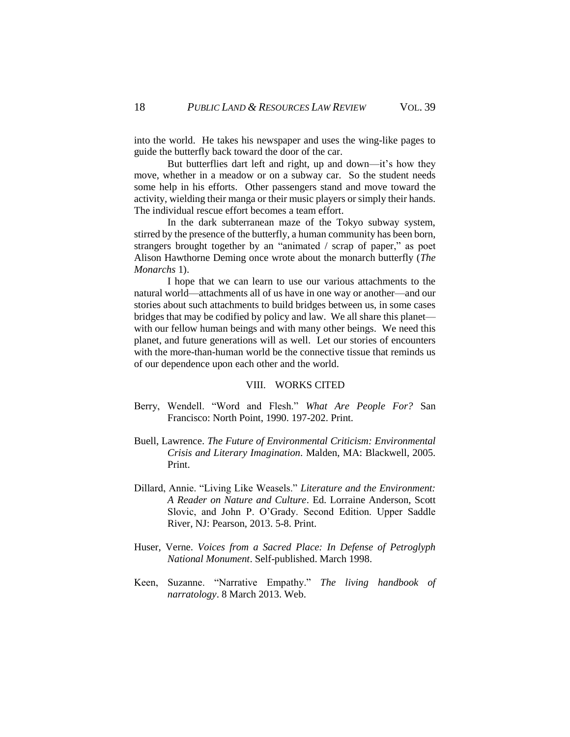into the world. He takes his newspaper and uses the wing-like pages to guide the butterfly back toward the door of the car.

But butterflies dart left and right, up and down—it's how they move, whether in a meadow or on a subway car. So the student needs some help in his efforts. Other passengers stand and move toward the activity, wielding their manga or their music players or simply their hands. The individual rescue effort becomes a team effort.

In the dark subterranean maze of the Tokyo subway system, stirred by the presence of the butterfly, a human community has been born, strangers brought together by an "animated / scrap of paper," as poet Alison Hawthorne Deming once wrote about the monarch butterfly (*The Monarchs* 1).

I hope that we can learn to use our various attachments to the natural world—attachments all of us have in one way or another—and our stories about such attachments to build bridges between us, in some cases bridges that may be codified by policy and law. We all share this planet—with our fellow human beings and with many other beings. We need this planet, and future generations will as well. Let our stories of encounters with the more-than-human world be the connective tissue that reminds us of our dependence upon each other and the world.

## VIII. WORKS CITED

Berry, Wendell. "Word and Flesh." *What Are People For?* San Francisco: North Point, 1990. 197-202. Print.

Buell, Lawrence. *The Future of Environmental Criticism: Environmental Crisis and Literary Imagination*. Malden, MA: Blackwell, 2005. Print.

Dillard, Annie. "Living Like Weasels." *Literature and the Environment: A Reader on Nature and Culture*. Ed. Lorraine Anderson, Scott Slovic, and John P. O'Grady. Second Edition. Upper Saddle River, NJ: Pearson, 2013. 5-8. Print.

Huser, Verne. *Voices from a Sacred Place: In Defense of Petroglyph National Monument*. Self-published. March 1998.

Keen, Suzanne. "Narrative Empathy." *The living handbook of narratology*. 8 March 2013. Web.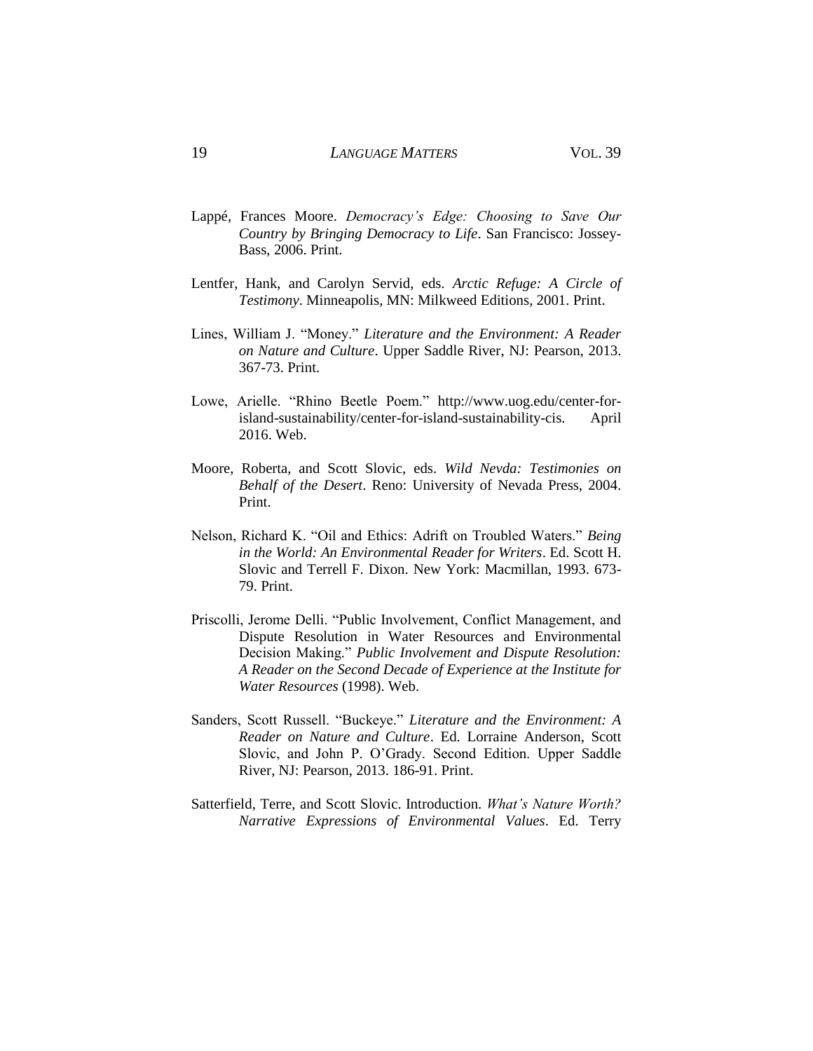Lappé, Frances Moore. *Democracy's Edge: Choosing to Save Our Country by Bringing Democracy to Life*. San Francisco: Jossey-Bass, 2006. Print.

Lentfer, Hank, and Carolyn Servid, eds. *Arctic Refuge: A Circle of Testimony*. Minneapolis, MN: Milkweed Editions, 2001. Print.

Lines, William J. "Money." *Literature and the Environment: A Reader on Nature and Culture*. Upper Saddle River, NJ: Pearson, 2013. 367-73. Print.

Lowe, Arielle. "Rhino Beetle Poem." http://www.uog.edu/center-for-island-sustainability/center-for-island-sustainability-cis. April 2016. Web.

Moore, Roberta, and Scott Slovic, eds. *Wild Nevda: Testimonies on Behalf of the Desert*. Reno: University of Nevada Press, 2004. Print.

Nelson, Richard K. "Oil and Ethics: Adrift on Troubled Waters." *Being in the World: An Environmental Reader for Writers*. Ed. Scott H. Slovic and Terrell F. Dixon. New York: Macmillan, 1993. 673-79. Print.

Priscolli, Jerome Delli. "Public Involvement, Conflict Management, and Dispute Resolution in Water Resources and Environmental Decision Making." *Public Involvement and Dispute Resolution: A Reader on the Second Decade of Experience at the Institute for Water Resources* (1998). Web.

Sanders, Scott Russell. "Buckeye." *Literature and the Environment: A Reader on Nature and Culture*. Ed. Lorraine Anderson, Scott Slovic, and John P. O'Grady. Second Edition. Upper Saddle River, NJ: Pearson, 2013. 186-91. Print.

Satterfield, Terre, and Scott Slovic. Introduction. *What's Nature Worth? Narrative Expressions of Environmental Values*. Ed. Terry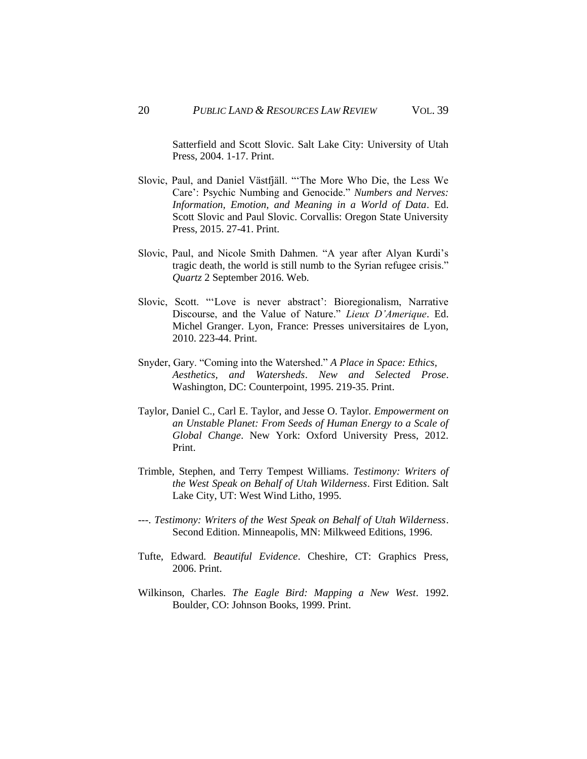Satterfield and Scott Slovic. Salt Lake City: University of Utah Press, 2004. 1-17. Print.

Slovic, Paul, and Daniel Västfjäll. "'The More Who Die, the Less We Care': Psychic Numbing and Genocide." *Numbers and Nerves: Information, Emotion, and Meaning in a World of Data*. Ed. Scott Slovic and Paul Slovic. Corvallis: Oregon State University Press, 2015. 27-41. Print.

Slovic, Paul, and Nicole Smith Dahmen. "A year after Alyan Kurdi's tragic death, the world is still numb to the Syrian refugee crisis." *Quartz* 2 September 2016. Web.

Slovic, Scott. "'Love is never abstract': Bioregionalism, Narrative Discourse, and the Value of Nature." *Lieux D'Amerique*. Ed. Michel Granger. Lyon, France: Presses universitaires de Lyon, 2010. 223-44. Print.

Snyder, Gary. "Coming into the Watershed." *A Place in Space: Ethics, Aesthetics, and Watersheds*. *New and Selected Prose*. Washington, DC: Counterpoint, 1995. 219-35. Print.

Taylor, Daniel C., Carl E. Taylor, and Jesse O. Taylor. *Empowerment on an Unstable Planet: From Seeds of Human Energy to a Scale of Global Change*. New York: Oxford University Press, 2012. Print.

Trimble, Stephen, and Terry Tempest Williams. *Testimony: Writers of the West Speak on Behalf of Utah Wilderness*. First Edition. Salt Lake City, UT: West Wind Litho, 1995.

---. *Testimony: Writers of the West Speak on Behalf of Utah Wilderness*. Second Edition. Minneapolis, MN: Milkweed Editions, 1996.

Tufte, Edward. *Beautiful Evidence*. Cheshire, CT: Graphics Press, 2006. Print.

Wilkinson, Charles. *The Eagle Bird: Mapping a New West*. 1992. Boulder, CO: Johnson Books, 1999. Print.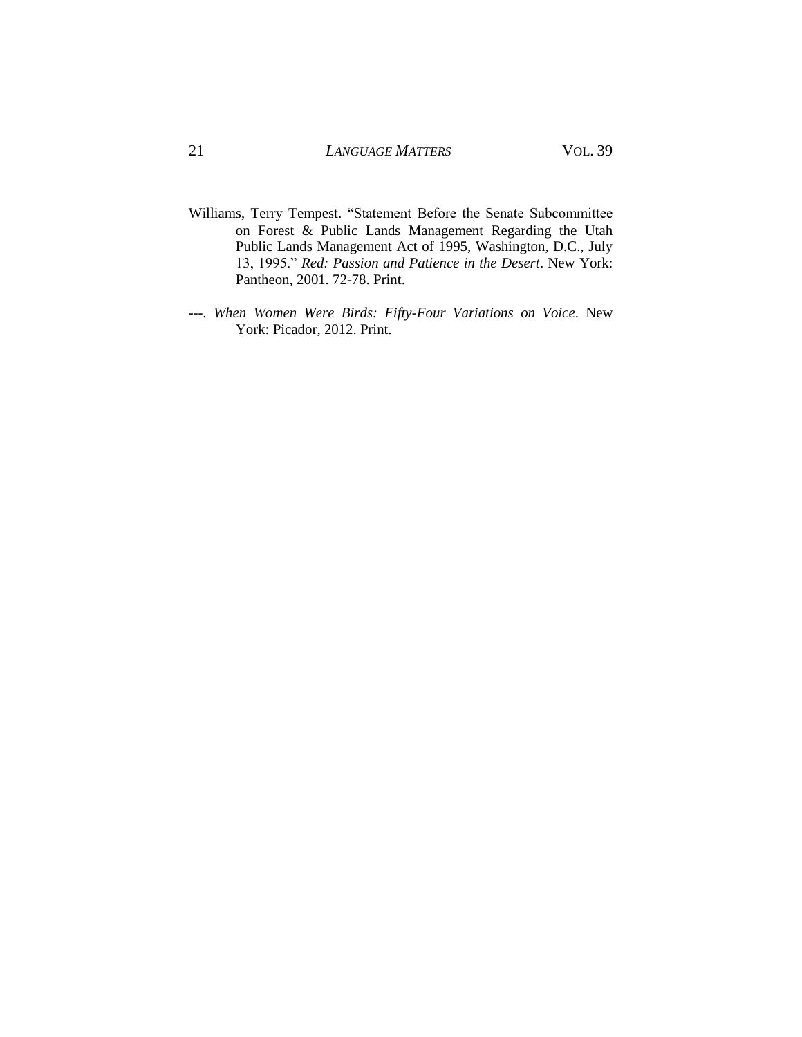Williams, Terry Tempest. "Statement Before the Senate Subcommittee on Forest & Public Lands Management Regarding the Utah Public Lands Management Act of 1995, Washington, D.C., July 13, 1995." *Red: Passion and Patience in the Desert*. New York: Pantheon, 2001. 72-78. Print.

---. *When Women Were Birds: Fifty-Four Variations on Voice*. New York: Picador, 2012. Print.